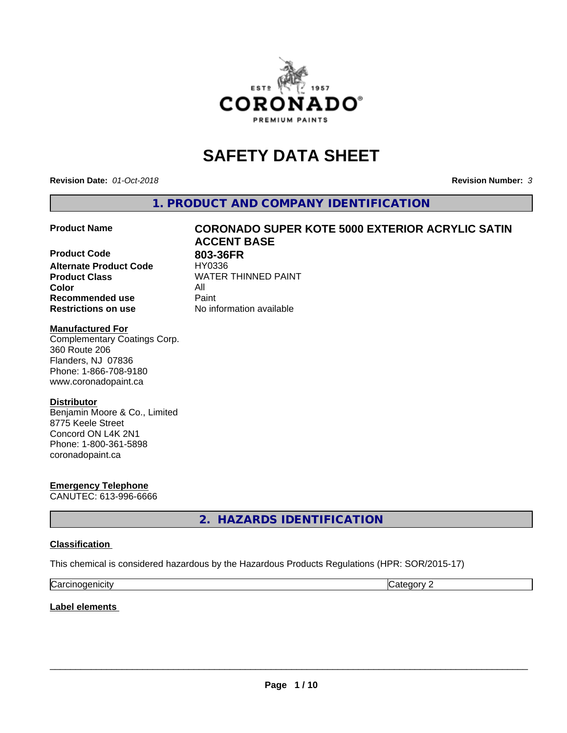# SAFETY DATA SHEET

**Revision Date:** *01-Oct-2018*

**Revision Number:** *3*

## 1. PRODUCT AND COMPANY IDENTIFICATION

| | |
|---|---|
| **Product Name** | **CORONADO SUPER KOTE 5000 EXTERIOR ACRYLIC SATIN ACCENT BASE** |
| **Product Code** | **803-36FR** |
| **Alternate Product Code** | HY0336 |
| **Product Class** | WATER THINNED PAINT |
| **Color** | All |
| **Recommended use** | Paint |
| **Restrictions on use** | No information available |

**Manufactured For**
Complementary Coatings Corp.
360 Route 206
Flanders, NJ 07836
Phone: 1-866-708-9180
www.coronadopaint.ca

**Distributor**
Benjamin Moore & Co., Limited
8775 Keele Street
Concord ON L4K 2N1
Phone: 1-800-361-5898
coronadopaint.ca

**Emergency Telephone**
CANUTEC: 613-996-6666

## 2. HAZARDS IDENTIFICATION

**Classification**

This chemical is considered hazardous by the Hazardous Products Regulations (HPR: SOR/2015-17)

| | |
|---|---|
| Carcinogenicity | Category 2 |

**Label elements**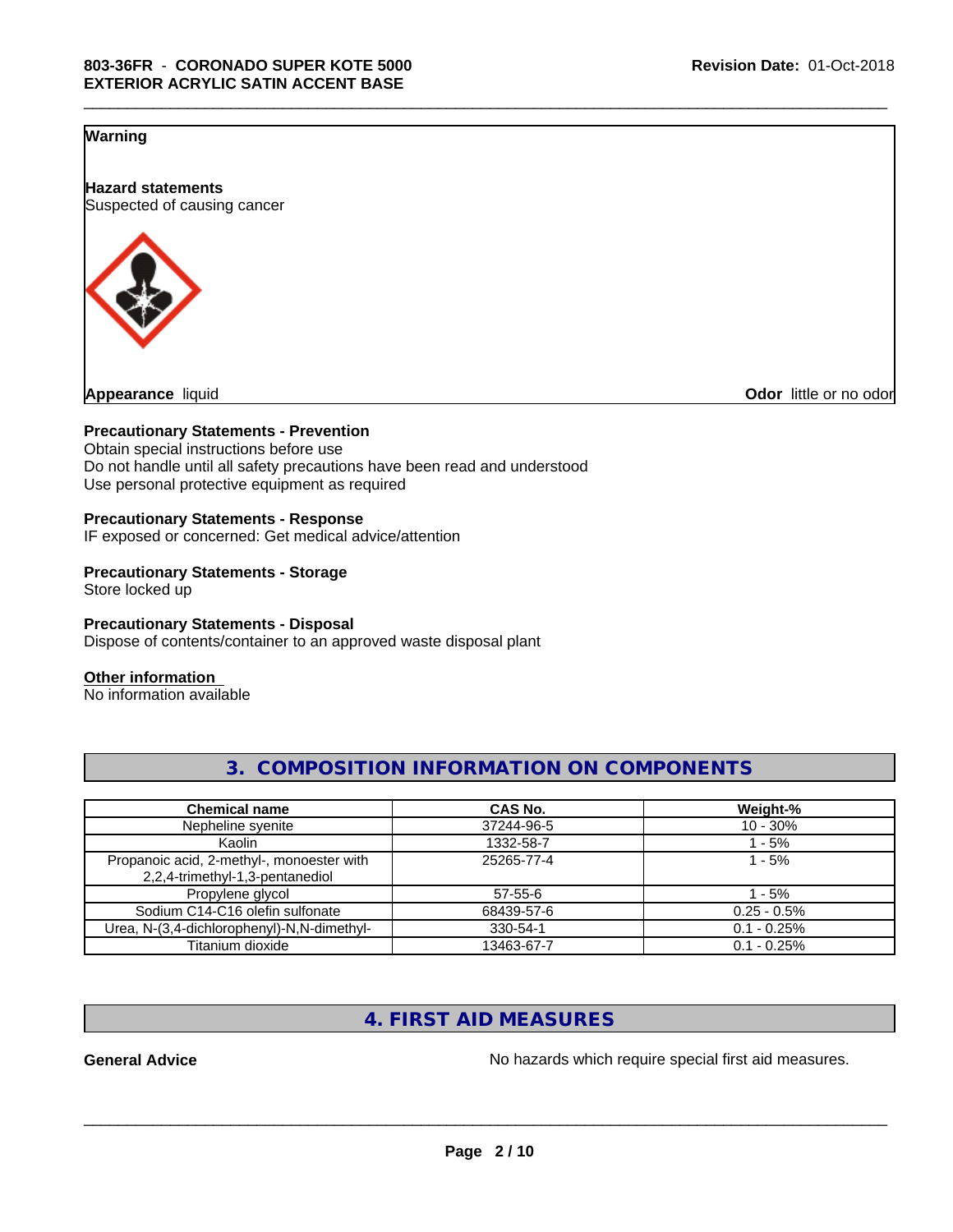**Warning**

**Hazard statements**
Suspected of causing cancer

**Appearance** liquid

**Odor** little or no odor

**Precautionary Statements - Prevention**
Obtain special instructions before use
Do not handle until all safety precautions have been read and understood
Use personal protective equipment as required

**Precautionary Statements - Response**
IF exposed or concerned: Get medical advice/attention

**Precautionary Statements - Storage**
Store locked up

**Precautionary Statements - Disposal**
Dispose of contents/container to an approved waste disposal plant

**Other information**
No information available

## 3. COMPOSITION INFORMATION ON COMPONENTS

| Chemical name | CAS No. | Weight-% |
|---|---|---|
| Nepheline syenite | 37244-96-5 | 10 - 30% |
| Kaolin | 1332-58-7 | 1 - 5% |
| Propanoic acid, 2-methyl-, monoester with 2,2,4-trimethyl-1,3-pentanediol | 25265-77-4 | 1 - 5% |
| Propylene glycol | 57-55-6 | 1 - 5% |
| Sodium C14-C16 olefin sulfonate | 68439-57-6 | 0.25 - 0.5% |
| Urea, N-(3,4-dichlorophenyl)-N,N-dimethyl- | 330-54-1 | 0.1 - 0.25% |
| Titanium dioxide | 13463-67-7 | 0.1 - 0.25% |

## 4. FIRST AID MEASURES

**General Advice** No hazards which require special first aid measures.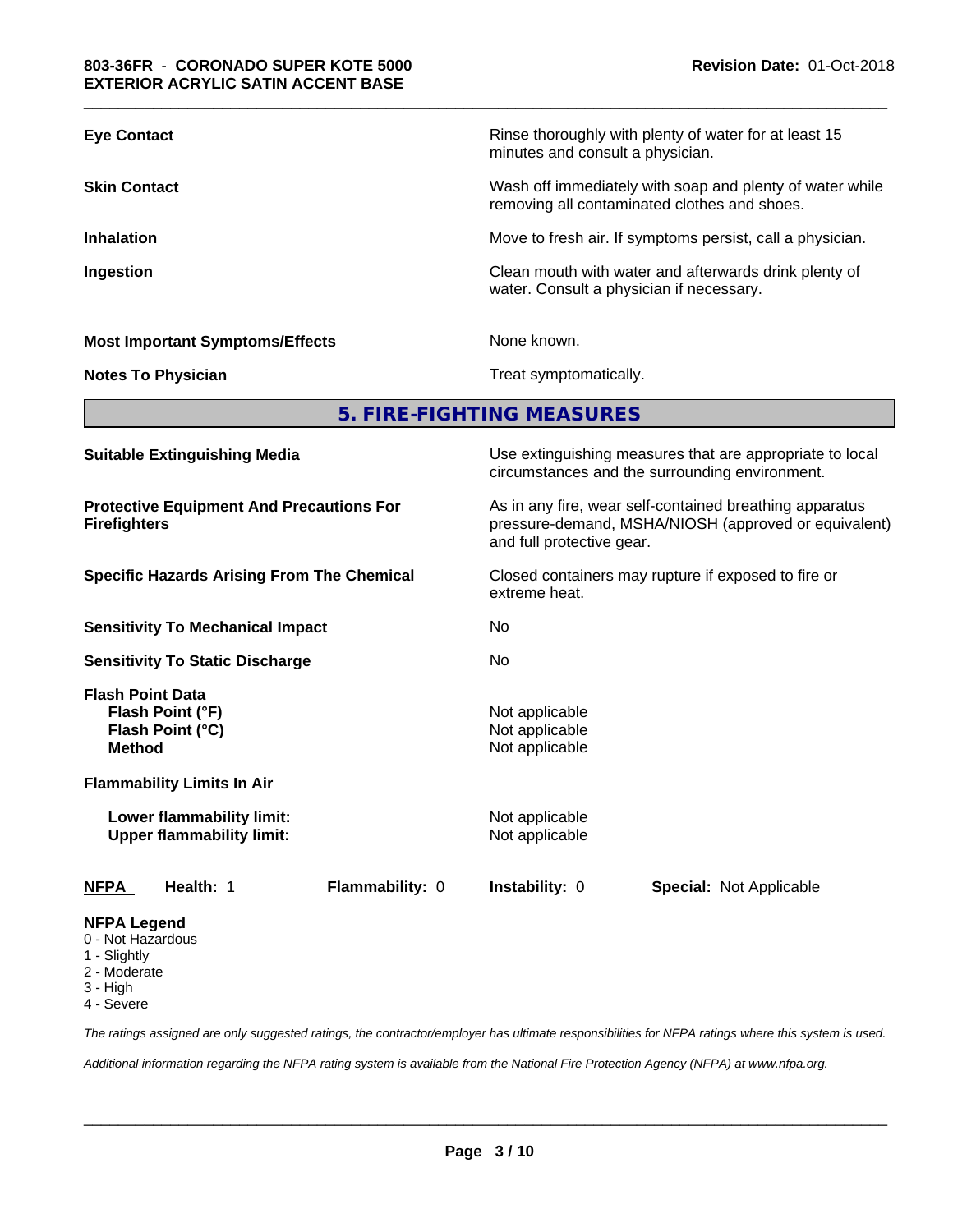| | |
|---|---|
| **Eye Contact** | Rinse thoroughly with plenty of water for at least 15 minutes and consult a physician. |
| **Skin Contact** | Wash off immediately with soap and plenty of water while removing all contaminated clothes and shoes. |
| **Inhalation** | Move to fresh air. If symptoms persist, call a physician. |
| **Ingestion** | Clean mouth with water and afterwards drink plenty of water. Consult a physician if necessary. |
| **Most Important Symptoms/Effects** | None known. |
| **Notes To Physician** | Treat symptomatically. |

## 5. FIRE-FIGHTING MEASURES

| | |
|---|---|
| **Suitable Extinguishing Media** | Use extinguishing measures that are appropriate to local circumstances and the surrounding environment. |
| **Protective Equipment And Precautions For Firefighters** | As in any fire, wear self-contained breathing apparatus pressure-demand, MSHA/NIOSH (approved or equivalent) and full protective gear. |
| **Specific Hazards Arising From The Chemical** | Closed containers may rupture if exposed to fire or extreme heat. |
| **Sensitivity To Mechanical Impact** | No |
| **Sensitivity To Static Discharge** | No |
| **Flash Point Data** | |
| **Flash Point (°F)** | Not applicable |
| **Flash Point (°C)** | Not applicable |
| **Method** | Not applicable |
| **Flammability Limits In Air** | |
| **Lower flammability limit:** | Not applicable |
| **Upper flammability limit:** | Not applicable |

| NFPA | Health: 1 | Flammability: 0 | Instability: 0 | Special: Not Applicable |
|---|---|---|---|---|

**NFPA Legend**
- 0 - Not Hazardous
- 1 - Slightly
- 2 - Moderate
- 3 - High
- 4 - Severe

*The ratings assigned are only suggested ratings, the contractor/employer has ultimate responsibilities for NFPA ratings where this system is used.*

*Additional information regarding the NFPA rating system is available from the National Fire Protection Agency (NFPA) at www.nfpa.org.*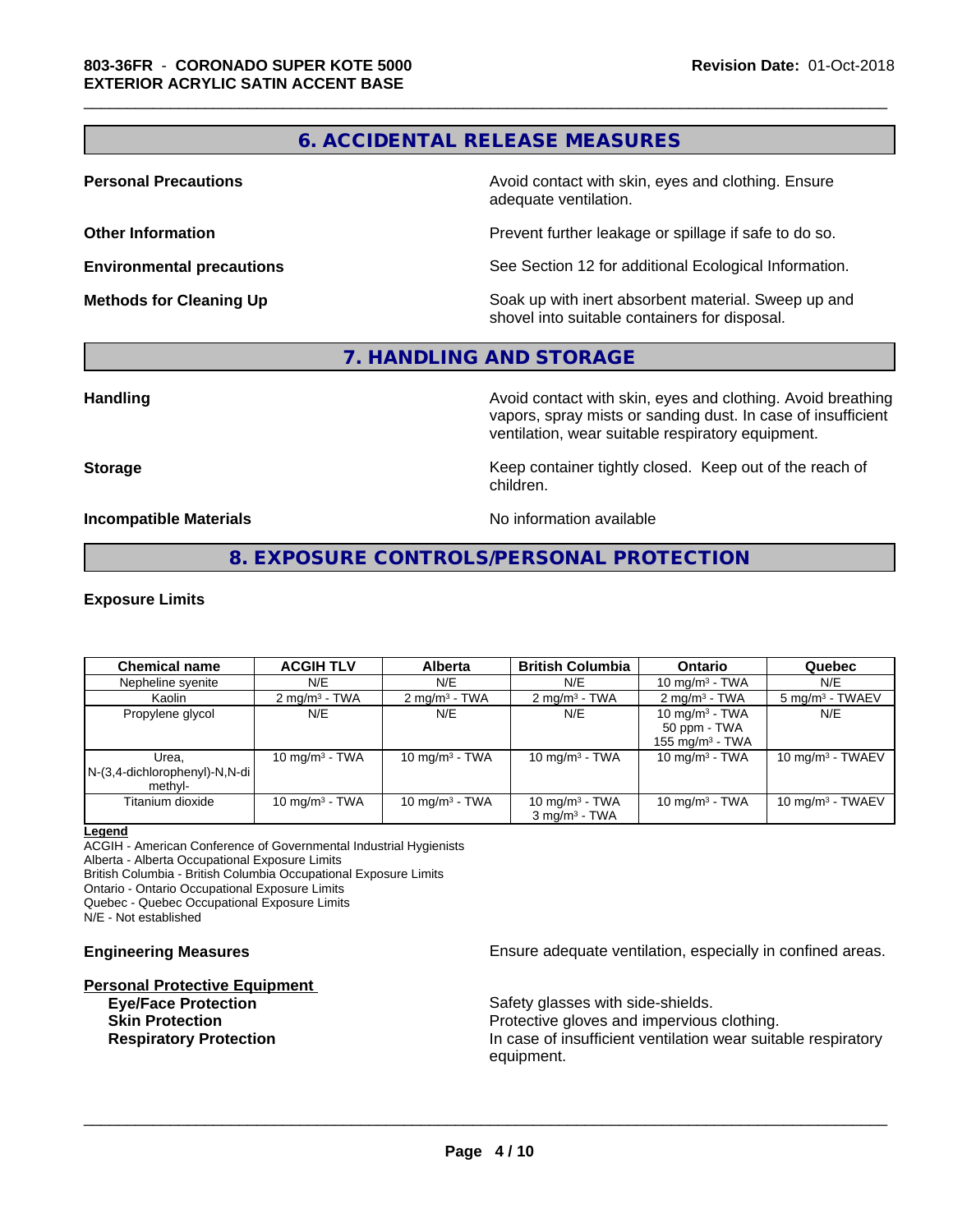## 6. ACCIDENTAL RELEASE MEASURES

**Personal Precautions** — Avoid contact with skin, eyes and clothing. Ensure adequate ventilation.

**Other Information** — Prevent further leakage or spillage if safe to do so.

**Environmental precautions** — See Section 12 for additional Ecological Information.

**Methods for Cleaning Up** — Soak up with inert absorbent material. Sweep up and shovel into suitable containers for disposal.

## 7. HANDLING AND STORAGE

**Handling** — Avoid contact with skin, eyes and clothing. Avoid breathing vapors, spray mists or sanding dust. In case of insufficient ventilation, wear suitable respiratory equipment.

**Storage** — Keep container tightly closed. Keep out of the reach of children.

**Incompatible Materials** — No information available

## 8. EXPOSURE CONTROLS/PERSONAL PROTECTION

**Exposure Limits**

| Chemical name | ACGIH TLV | Alberta | British Columbia | Ontario | Quebec |
|---|---|---|---|---|---|
| Nepheline syenite | N/E | N/E | N/E | 10 mg/m³ - TWA | N/E |
| Kaolin | 2 mg/m³ - TWA | 2 mg/m³ - TWA | 2 mg/m³ - TWA | 2 mg/m³ - TWA | 5 mg/m³ - TWAEV |
| Propylene glycol | N/E | N/E | N/E | 10 mg/m³ - TWA<br>50 ppm - TWA<br>155 mg/m³ - TWA | N/E |
| Urea, N-(3,4-dichlorophenyl)-N,N-di methyl- | 10 mg/m³ - TWA | 10 mg/m³ - TWA | 10 mg/m³ - TWA | 10 mg/m³ - TWA | 10 mg/m³ - TWAEV |
| Titanium dioxide | 10 mg/m³ - TWA | 10 mg/m³ - TWA | 10 mg/m³ - TWA<br>3 mg/m³ - TWA | 10 mg/m³ - TWA | 10 mg/m³ - TWAEV |

**Legend**

ACGIH - American Conference of Governmental Industrial Hygienists
Alberta - Alberta Occupational Exposure Limits
British Columbia - British Columbia Occupational Exposure Limits
Ontario - Ontario Occupational Exposure Limits
Quebec - Quebec Occupational Exposure Limits
N/E - Not established

**Engineering Measures** — Ensure adequate ventilation, especially in confined areas.

**Personal Protective Equipment**

- **Eye/Face Protection** — Safety glasses with side-shields.
- **Skin Protection** — Protective gloves and impervious clothing.
- **Respiratory Protection** — In case of insufficient ventilation wear suitable respiratory equipment.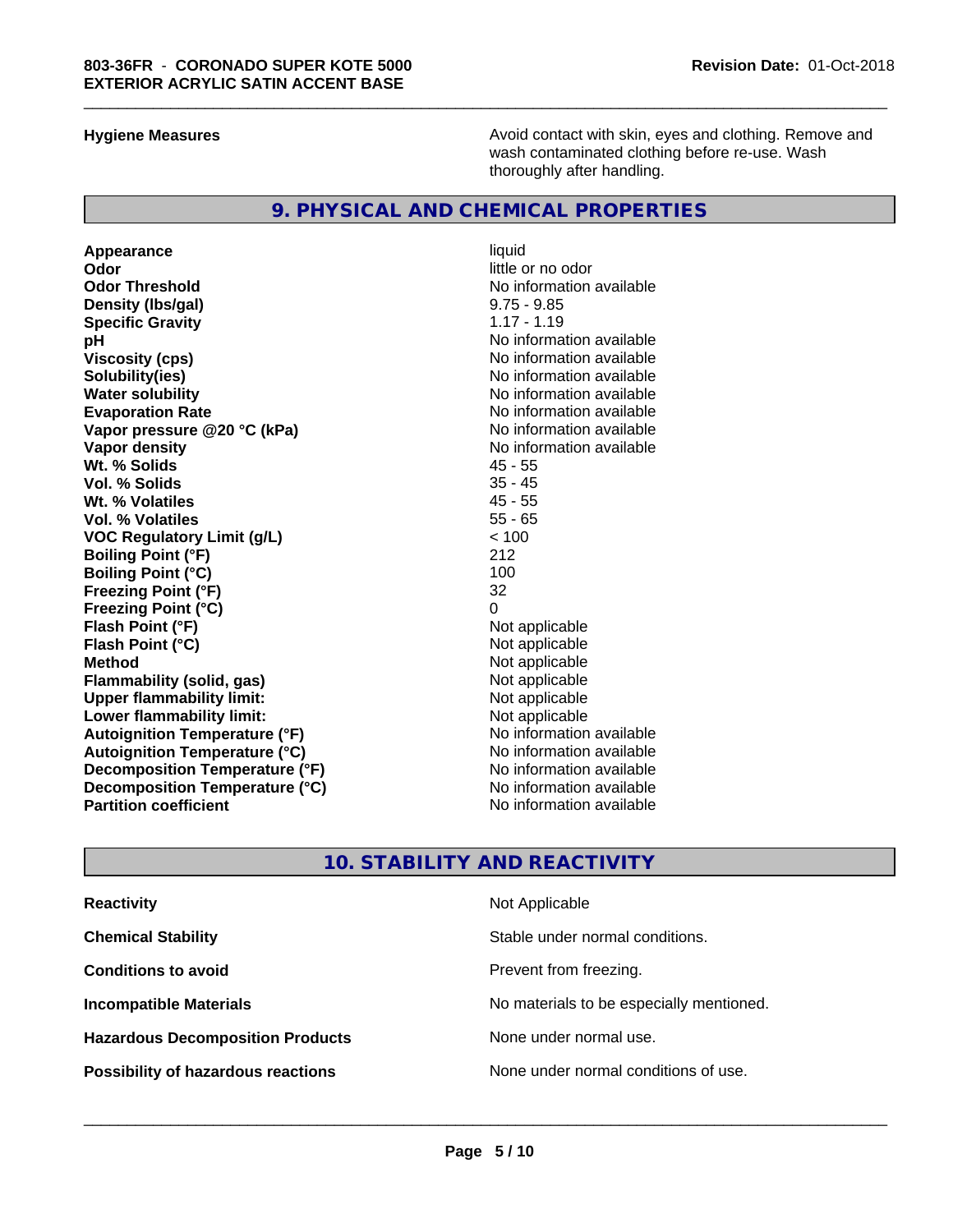**Hygiene Measures** Avoid contact with skin, eyes and clothing. Remove and wash contaminated clothing before re-use. Wash thoroughly after handling.

## 9. PHYSICAL AND CHEMICAL PROPERTIES

| | |
|---|---|
| **Appearance** | liquid |
| **Odor** | little or no odor |
| **Odor Threshold** | No information available |
| **Density (lbs/gal)** | 9.75 - 9.85 |
| **Specific Gravity** | 1.17 - 1.19 |
| **pH** | No information available |
| **Viscosity (cps)** | No information available |
| **Solubility(ies)** | No information available |
| **Water solubility** | No information available |
| **Evaporation Rate** | No information available |
| **Vapor pressure @20 °C (kPa)** | No information available |
| **Vapor density** | No information available |
| **Wt. % Solids** | 45 - 55 |
| **Vol. % Solids** | 35 - 45 |
| **Wt. % Volatiles** | 45 - 55 |
| **Vol. % Volatiles** | 55 - 65 |
| **VOC Regulatory Limit (g/L)** | < 100 |
| **Boiling Point (°F)** | 212 |
| **Boiling Point (°C)** | 100 |
| **Freezing Point (°F)** | 32 |
| **Freezing Point (°C)** | 0 |
| **Flash Point (°F)** | Not applicable |
| **Flash Point (°C)** | Not applicable |
| **Method** | Not applicable |
| **Flammability (solid, gas)** | Not applicable |
| **Upper flammability limit:** | Not applicable |
| **Lower flammability limit:** | Not applicable |
| **Autoignition Temperature (°F)** | No information available |
| **Autoignition Temperature (°C)** | No information available |
| **Decomposition Temperature (°F)** | No information available |
| **Decomposition Temperature (°C)** | No information available |
| **Partition coefficient** | No information available |

## 10. STABILITY AND REACTIVITY

| | |
|---|---|
| **Reactivity** | Not Applicable |
| **Chemical Stability** | Stable under normal conditions. |
| **Conditions to avoid** | Prevent from freezing. |
| **Incompatible Materials** | No materials to be especially mentioned. |
| **Hazardous Decomposition Products** | None under normal use. |
| **Possibility of hazardous reactions** | None under normal conditions of use. |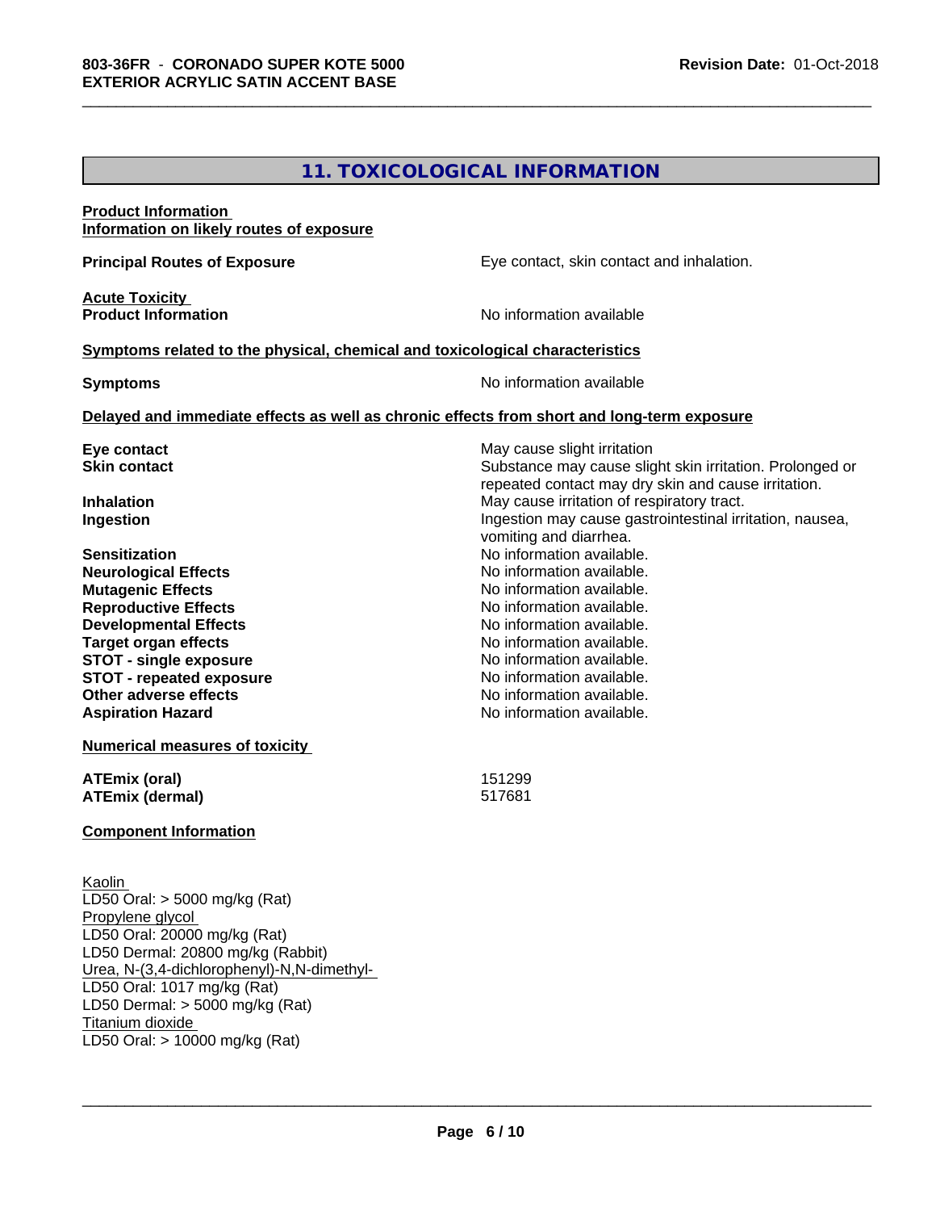## 11. TOXICOLOGICAL INFORMATION

**Product Information**
**Information on likely routes of exposure**

**Principal Routes of Exposure** — Eye contact, skin contact and inhalation.

**Acute Toxicity**
**Product Information** — No information available

**Symptoms related to the physical, chemical and toxicological characteristics**

**Symptoms** — No information available

**Delayed and immediate effects as well as chronic effects from short and long-term exposure**

| | |
|---|---|
| **Eye contact** | May cause slight irritation |
| **Skin contact** | Substance may cause slight skin irritation. Prolonged or repeated contact may dry skin and cause irritation. |
| **Inhalation** | May cause irritation of respiratory tract. |
| **Ingestion** | Ingestion may cause gastrointestinal irritation, nausea, vomiting and diarrhea. |
| **Sensitization** | No information available. |
| **Neurological Effects** | No information available. |
| **Mutagenic Effects** | No information available. |
| **Reproductive Effects** | No information available. |
| **Developmental Effects** | No information available. |
| **Target organ effects** | No information available. |
| **STOT - single exposure** | No information available. |
| **STOT - repeated exposure** | No information available. |
| **Other adverse effects** | No information available. |
| **Aspiration Hazard** | No information available. |

**Numerical measures of toxicity**

| | |
|---|---|
| **ATEmix (oral)** | 151299 |
| **ATEmix (dermal)** | 517681 |

**Component Information**

Kaolin
LD50 Oral: > 5000 mg/kg (Rat)

Propylene glycol
LD50 Oral: 20000 mg/kg (Rat)
LD50 Dermal: 20800 mg/kg (Rabbit)

Urea, N-(3,4-dichlorophenyl)-N,N-dimethyl-
LD50 Oral: 1017 mg/kg (Rat)
LD50 Dermal: > 5000 mg/kg (Rat)

Titanium dioxide
LD50 Oral: > 10000 mg/kg (Rat)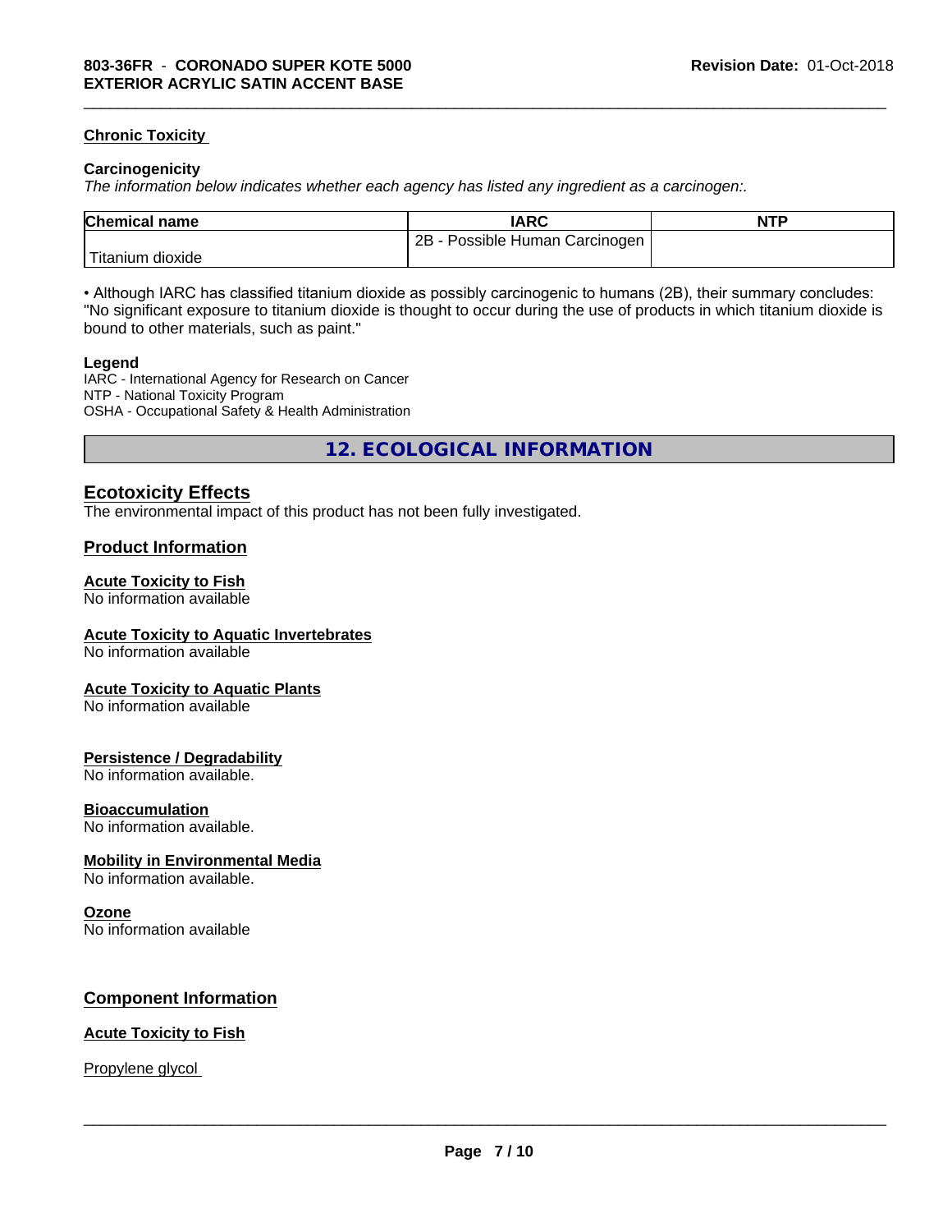#### Chronic Toxicity

**Carcinogenicity**

*The information below indicates whether each agency has listed any ingredient as a carcinogen:.*

| Chemical name | IARC | NTP |
|---|---|---|
| Titanium dioxide | 2B - Possible Human Carcinogen | |

• Although IARC has classified titanium dioxide as possibly carcinogenic to humans (2B), their summary concludes: "No significant exposure to titanium dioxide is thought to occur during the use of products in which titanium dioxide is bound to other materials, such as paint."

**Legend**

IARC - International Agency for Research on Cancer
NTP - National Toxicity Program
OSHA - Occupational Safety & Health Administration

## 12. ECOLOGICAL INFORMATION

### Ecotoxicity Effects

The environmental impact of this product has not been fully investigated.

### Product Information

#### Acute Toxicity to Fish

No information available

#### Acute Toxicity to Aquatic Invertebrates

No information available

#### Acute Toxicity to Aquatic Plants

No information available

#### Persistence / Degradability

No information available.

#### Bioaccumulation

No information available.

#### Mobility in Environmental Media

No information available.

#### Ozone

No information available

### Component Information

#### Acute Toxicity to Fish

Propylene glycol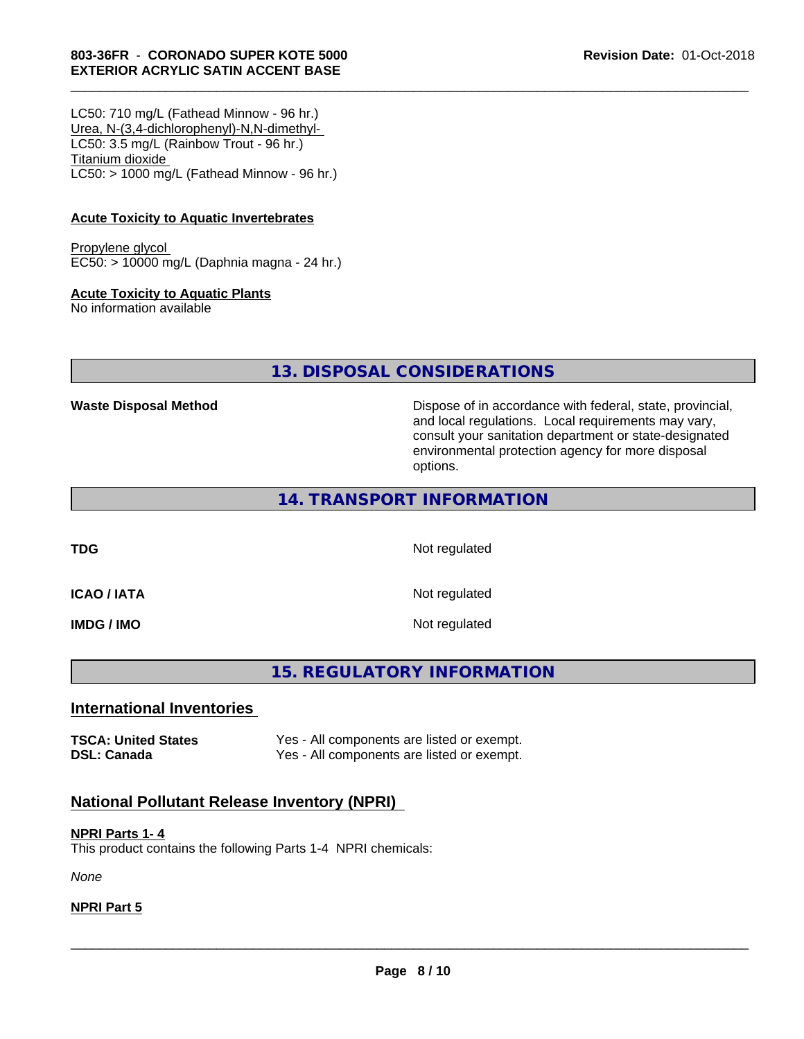LC50: 710 mg/L (Fathead Minnow - 96 hr.)
Urea, N-(3,4-dichlorophenyl)-N,N-dimethyl-
LC50: 3.5 mg/L (Rainbow Trout - 96 hr.)
Titanium dioxide
LC50: > 1000 mg/L (Fathead Minnow - 96 hr.)

**Acute Toxicity to Aquatic Invertebrates**

Propylene glycol
EC50: > 10000 mg/L (Daphnia magna - 24 hr.)

**Acute Toxicity to Aquatic Plants**
No information available

## 13. DISPOSAL CONSIDERATIONS

| | |
|---|---|
| **Waste Disposal Method** | Dispose of in accordance with federal, state, provincial, and local regulations. Local requirements may vary, consult your sanitation department or state-designated environmental protection agency for more disposal options. |

## 14. TRANSPORT INFORMATION

| | |
|---|---|
| **TDG** | Not regulated |
| **ICAO / IATA** | Not regulated |
| **IMDG / IMO** | Not regulated |

## 15. REGULATORY INFORMATION

### International Inventories

| | |
|---|---|
| **TSCA: United States** | Yes - All components are listed or exempt. |
| **DSL: Canada** | Yes - All components are listed or exempt. |

### National Pollutant Release Inventory (NPRI)

**NPRI Parts 1- 4**
This product contains the following Parts 1-4 NPRI chemicals:

*None*

**NPRI Part 5**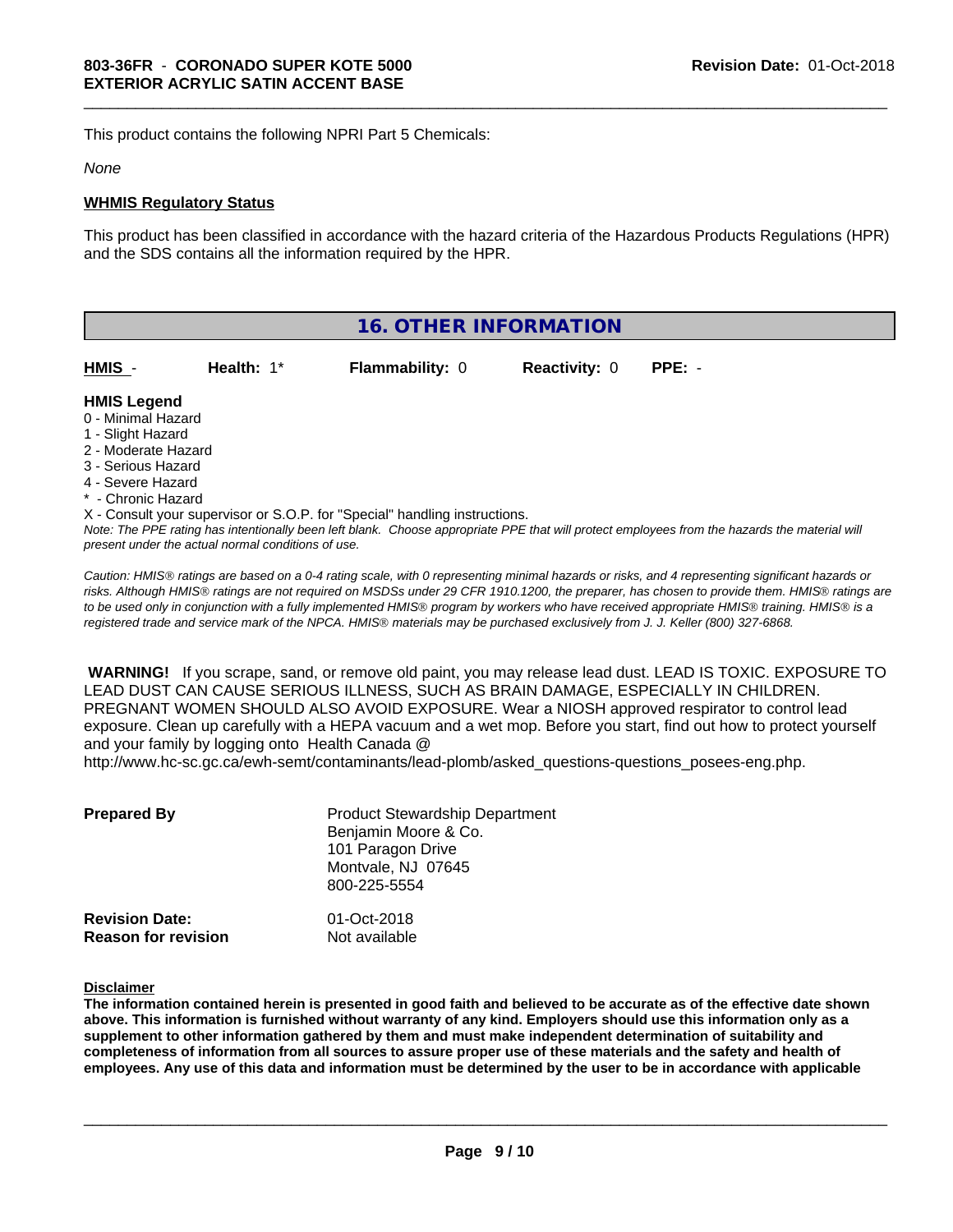This product contains the following NPRI Part 5 Chemicals:

*None*

**WHMIS Regulatory Status**

This product has been classified in accordance with the hazard criteria of the Hazardous Products Regulations (HPR) and the SDS contains all the information required by the HPR.

## 16. OTHER INFORMATION

| HMIS - | Health: 1* | Flammability: 0 | Reactivity: 0 | PPE: - |
|---|---|---|---|---|

**HMIS Legend**

0 - Minimal Hazard
1 - Slight Hazard
2 - Moderate Hazard
3 - Serious Hazard
4 - Severe Hazard
* - Chronic Hazard
X - Consult your supervisor or S.O.P. for "Special" handling instructions.

*Note: The PPE rating has intentionally been left blank. Choose appropriate PPE that will protect employees from the hazards the material will present under the actual normal conditions of use.*

*Caution: HMIS® ratings are based on a 0-4 rating scale, with 0 representing minimal hazards or risks, and 4 representing significant hazards or risks. Although HMIS® ratings are not required on MSDSs under 29 CFR 1910.1200, the preparer, has chosen to provide them. HMIS® ratings are to be used only in conjunction with a fully implemented HMIS® program by workers who have received appropriate HMIS® training. HMIS® is a registered trade and service mark of the NPCA. HMIS® materials may be purchased exclusively from J. J. Keller (800) 327-6868.*

**WARNING!** If you scrape, sand, or remove old paint, you may release lead dust. LEAD IS TOXIC. EXPOSURE TO LEAD DUST CAN CAUSE SERIOUS ILLNESS, SUCH AS BRAIN DAMAGE, ESPECIALLY IN CHILDREN. PREGNANT WOMEN SHOULD ALSO AVOID EXPOSURE. Wear a NIOSH approved respirator to control lead exposure. Clean up carefully with a HEPA vacuum and a wet mop. Before you start, find out how to protect yourself and your family by logging onto Health Canada @ http://www.hc-sc.gc.ca/ewh-semt/contaminants/lead-plomb/asked_questions-questions_posees-eng.php.

**Prepared By**

Product Stewardship Department
Benjamin Moore & Co.
101 Paragon Drive
Montvale, NJ 07645
800-225-5554

**Revision Date:** 01-Oct-2018
**Reason for revision** Not available

**Disclaimer**

**The information contained herein is presented in good faith and believed to be accurate as of the effective date shown above. This information is furnished without warranty of any kind. Employers should use this information only as a supplement to other information gathered by them and must make independent determination of suitability and completeness of information from all sources to assure proper use of these materials and the safety and health of employees. Any use of this data and information must be determined by the user to be in accordance with applicable**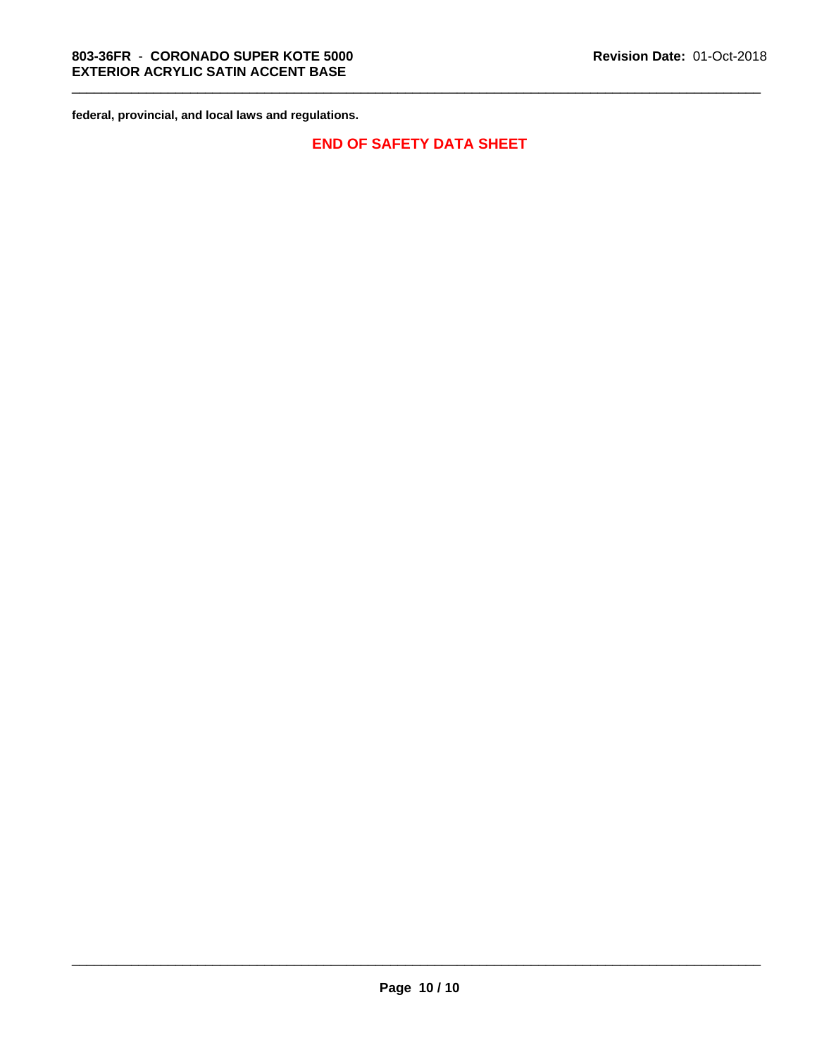**federal, provincial, and local laws and regulations.**

**END OF SAFETY DATA SHEET**